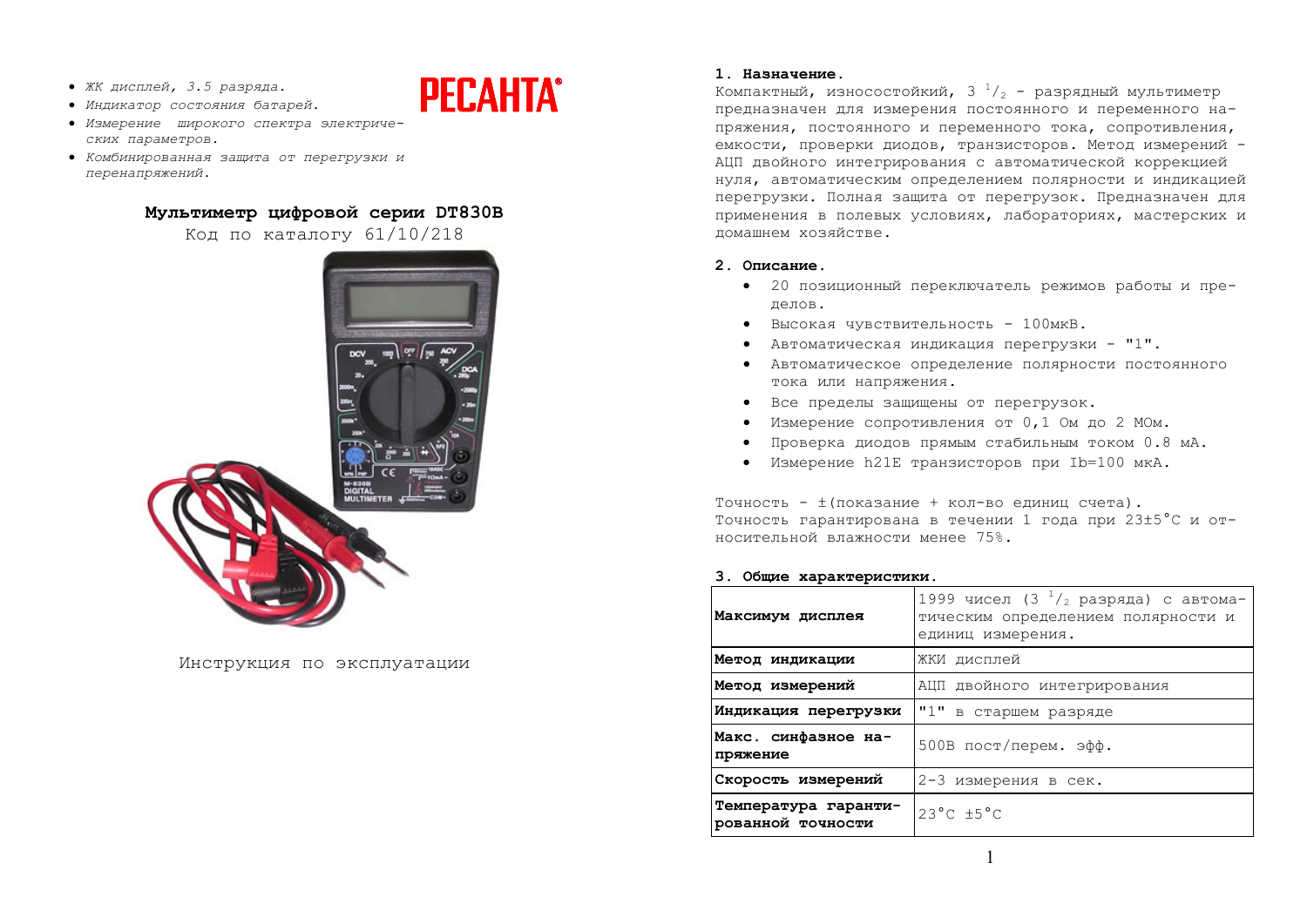- *ЖК дисплей, 3.5 разряда.*
- *Индикатор состояния батарей.*
- *Измерение широкого спектра электрических параметров.*
- *Комбинированная защита от перегрузки и перенапряжений.*

**РЕСАНТА®**

**Мультиметр цифровой серии DT830B**

Код по каталогу 61/10/218

Инструкция по эксплуатации

**1. Назначение.**

Компактный, износостойкий, 3 $^{1}/_{2}$ - разрядный мультиметр предназначен для измерения постоянного и переменного напряжения, постоянного и переменного тока, сопротивления, емкости, проверки диодов, транзисторов. Метод измерений - АЦП двойного интегрирования с автоматической коррекцией нуля, автоматическим определением полярности и индикацией перегрузки. Полная защита от перегрузок. Предназначен для применения в полевых условиях, лабораториях, мастерских и домашнем хозяйстве.

**2. Описание.**

- 20 позиционный переключатель режимов работы и пределов.
- Высокая чувствительность - 100мкВ.
- Автоматическая индикация перегрузки - "1".
- Автоматическое определение полярности постоянного тока или напряжения.
- Все пределы защищены от перегрузок.
- Измерение сопротивления от 0,1 Ом до 2 МОм.
- Проверка диодов прямым стабильным током 0.8 мА.
- Измерение h21E транзисторов при Ib=100 мкА.

Точность - ±(показание + кол-во единиц счета).
Точность гарантирована в течении 1 года при 23±5°С и относительной влажности менее 75%.

**3. Общие характеристики.**

| | |
|---|---|
| **Максимум дисплея** | 1999 чисел (3 $^{1}/_{2}$ разряда) с автоматическим определением полярности и единиц измерения. |
| **Метод индикации** | ЖКИ дисплей |
| **Метод измерений** | АЦП двойного интегрирования |
| **Индикация перегрузки** | "1" в старшем разряде |
| **Макс. синфазное напряжение** | 500В пост/перем. эфф. |
| **Скорость измерений** | 2-3 измерения в сек. |
| **Температура гарантированной точности** | 23°С ±5°С |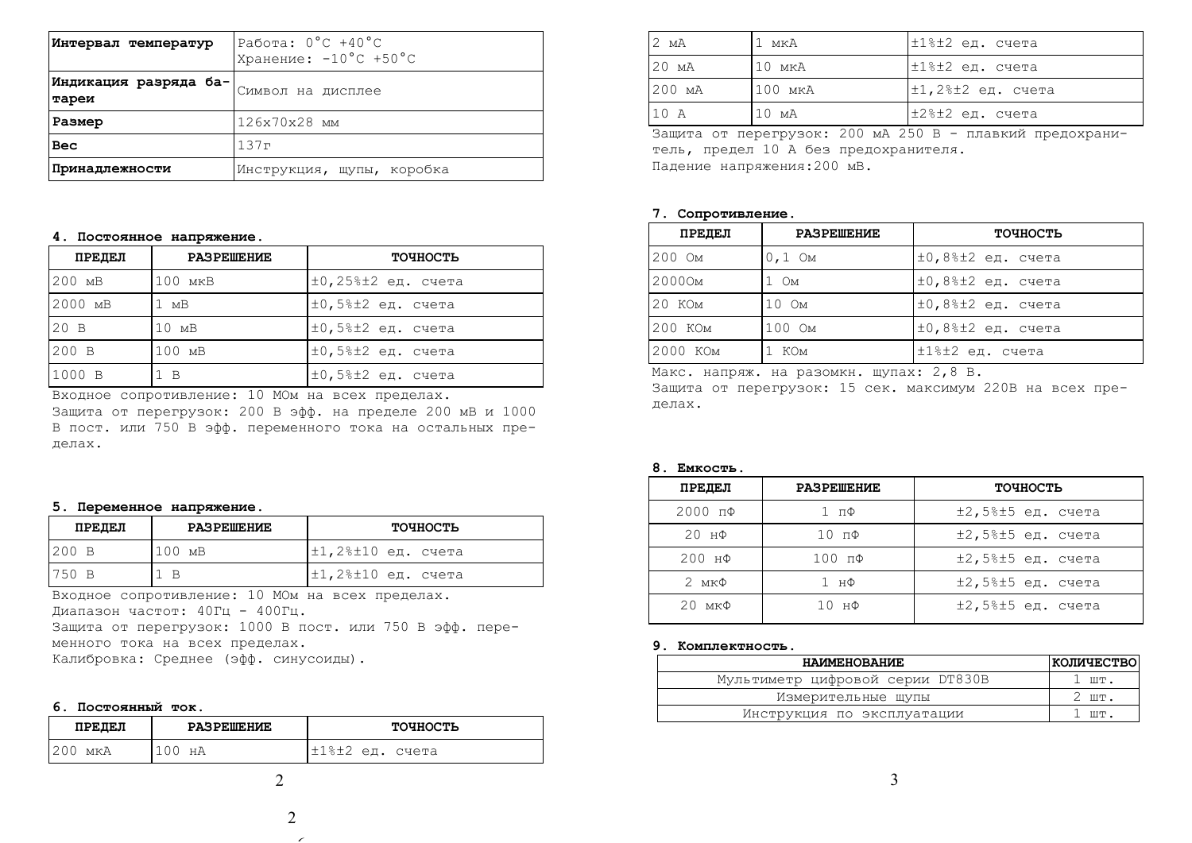| Интервал температур | Работа: 0°C +40°C<br>Хранение: -10°C +50°C |
|---|---|
| Индикация разряда батареи | Символ на дисплее |
| Размер | 126х70х28 мм |
| Вес | 137г |
| Принадлежности | Инструкция, щупы, коробка |

**4. Постоянное напряжение.**

| ПРЕДЕЛ | РАЗРЕШЕНИЕ | ТОЧНОСТЬ |
|---|---|---|
| 200 мВ | 100 мкВ | ±0,25%±2 ед. счета |
| 2000 мВ | 1 мВ | ±0,5%±2 ед. счета |
| 20 В | 10 мВ | ±0,5%±2 ед. счета |
| 200 В | 100 мВ | ±0,5%±2 ед. счета |
| 1000 В | 1 В | ±0,5%±2 ед. счета |

Входное сопротивление: 10 МОм на всех пределах.
Защита от перегрузок: 200 В эфф. на пределе 200 мВ и 1000 В пост. или 750 В эфф. переменного тока на остальных пределах.

**5. Переменное напряжение.**

| ПРЕДЕЛ | РАЗРЕШЕНИЕ | ТОЧНОСТЬ |
|---|---|---|
| 200 В | 100 мВ | ±1,2%±10 ед. счета |
| 750 В | 1 В | ±1,2%±10 ед. счета |

Входное сопротивление: 10 МОм на всех пределах.
Диапазон частот: 40Гц - 400Гц.
Защита от перегрузок: 1000 В пост. или 750 В эфф. переменного тока на всех пределах.
Калибровка: Среднее (эфф. синусоиды).

**6. Постоянный ток.**

| ПРЕДЕЛ | РАЗРЕШЕНИЕ | ТОЧНОСТЬ |
|---|---|---|
| 200 мкА | 100 нА | ±1%±2 ед. счета |
| 2 мА | 1 мкА | ±1%±2 ед. счета |
| 20 мА | 10 мкА | ±1%±2 ед. счета |
| 200 мА | 100 мкА | ±1,2%±2 ед. счета |
| 10 А | 10 мА | ±2%±2 ед. счета |

Защита от перегрузок: 200 мА 250 В - плавкий предохранитель, предел 10 А без предохранителя.
Падение напряжения:200 мВ.

**7. Сопротивление.**

| ПРЕДЕЛ | РАЗРЕШЕНИЕ | ТОЧНОСТЬ |
|---|---|---|
| 200 Ом | 0,1 Ом | ±0,8%±2 ед. счета |
| 2000Ом | 1 Ом | ±0,8%±2 ед. счета |
| 20 КОм | 10 Ом | ±0,8%±2 ед. счета |
| 200 КОм | 100 Ом | ±0,8%±2 ед. счета |
| 2000 КОм | 1 КОм | ±1%±2 ед. счета |

Макс. напряж. на разомкн. щупах: 2,8 В.
Защита от перегрузок: 15 сек. максимум 220В на всех пределах.

**8. Емкость.**

| ПРЕДЕЛ | РАЗРЕШЕНИЕ | ТОЧНОСТЬ |
|---|---|---|
| 2000 пФ | 1 пФ | ±2,5%±5 ед. счета |
| 20 нФ | 10 пФ | ±2,5%±5 ед. счета |
| 200 нФ | 100 пФ | ±2,5%±5 ед. счета |
| 2 мкФ | 1 нФ | ±2,5%±5 ед. счета |
| 20 мкФ | 10 нФ | ±2,5%±5 ед. счета |

**9. Комплектность.**

| НАИМЕНОВАНИЕ | КОЛИЧЕСТВО |
|---|---|
| Мультиметр цифровой серии DT830B | 1 шт. |
| Измерительные щупы | 2 шт. |
| Инструкция по эксплуатации | 1 шт. |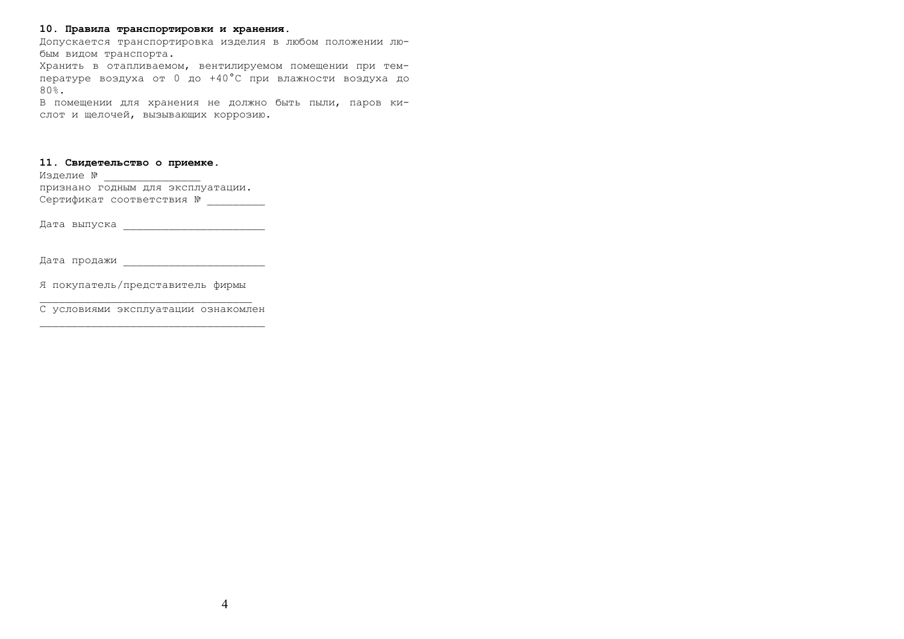### 10. Правила транспортировки и хранения.

Допускается транспортировка изделия в любом положении любым видом транспорта.

Хранить в отапливаемом, вентилируемом помещении при температуре воздуха от 0 до +40°С при влажности воздуха до 80%.

В помещении для хранения не должно быть пыли, паров кислот и щелочей, вызывающих коррозию.

### 11. Свидетельство о приемке.

Изделие № _______________

признано годным для эксплуатации.

Сертификат соответствия № _________

Дата выпуска _______________________

Дата продажи _______________________

Я покупатель/представитель фирмы

__________________________________

С условиями эксплуатации ознакомлен

____________________________________